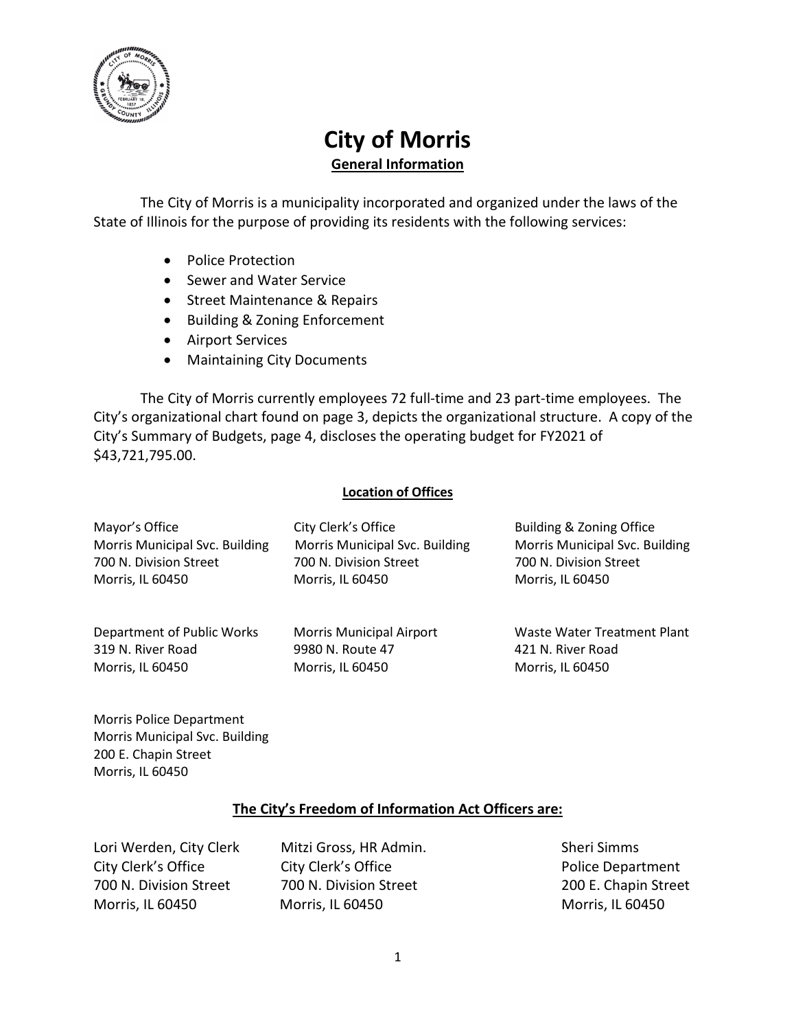# City of Morris

## General Information

The City of Morris is a municipality incorporated and organized under the laws of the State of Illinois for the purpose of providing its residents with the following services:

- Police Protection
- Sewer and Water Service
- Street Maintenance & Repairs
- Building & Zoning Enforcement
- Airport Services
- Maintaining City Documents

The City of Morris currently employees 72 full-time and 23 part-time employees. The City's organizational chart found on page 3, depicts the organizational structure. A copy of the City's Summary of Budgets, page 4, discloses the operating budget for FY2021 of $43,721,795.00.

### Location of Offices

Mayor's Office
Morris Municipal Svc. Building
700 N. Division Street
Morris, IL 60450

City Clerk's Office
Morris Municipal Svc. Building
700 N. Division Street
Morris, IL 60450

Building & Zoning Office
Morris Municipal Svc. Building
700 N. Division Street
Morris, IL 60450

Department of Public Works
319 N. River Road
Morris, IL 60450

Morris Municipal Airport
9980 N. Route 47
Morris, IL 60450

Waste Water Treatment Plant
421 N. River Road
Morris, IL 60450

Morris Police Department
Morris Municipal Svc. Building
200 E. Chapin Street
Morris, IL 60450

### The City's Freedom of Information Act Officers are:

Lori Werden, City Clerk
City Clerk's Office
700 N. Division Street
Morris, IL 60450

Mitzi Gross, HR Admin.
City Clerk's Office
700 N. Division Street
Morris, IL 60450

Sheri Simms
Police Department
200 E. Chapin Street
Morris, IL 60450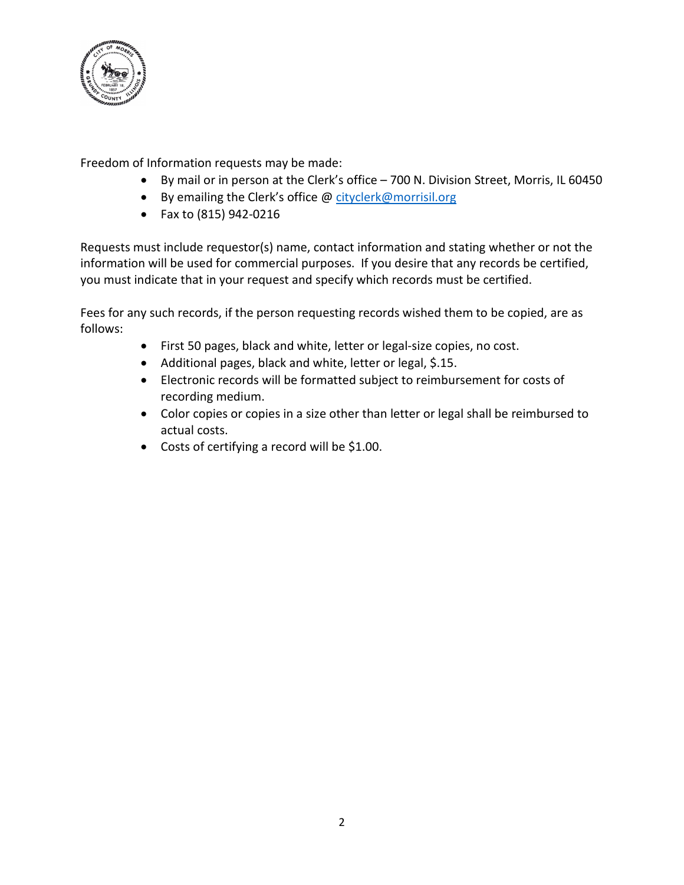Freedom of Information requests may be made:

- By mail or in person at the Clerk's office – 700 N. Division Street, Morris, IL 60450
- By emailing the Clerk's office @ cityclerk@morrisil.org
- Fax to (815) 942-0216

Requests must include requestor(s) name, contact information and stating whether or not the information will be used for commercial purposes. If you desire that any records be certified, you must indicate that in your request and specify which records must be certified.

Fees for any such records, if the person requesting records wished them to be copied, are as follows:

- First 50 pages, black and white, letter or legal-size copies, no cost.
- Additional pages, black and white, letter or legal, $.15.
- Electronic records will be formatted subject to reimbursement for costs of recording medium.
- Color copies or copies in a size other than letter or legal shall be reimbursed to actual costs.
- Costs of certifying a record will be $1.00.